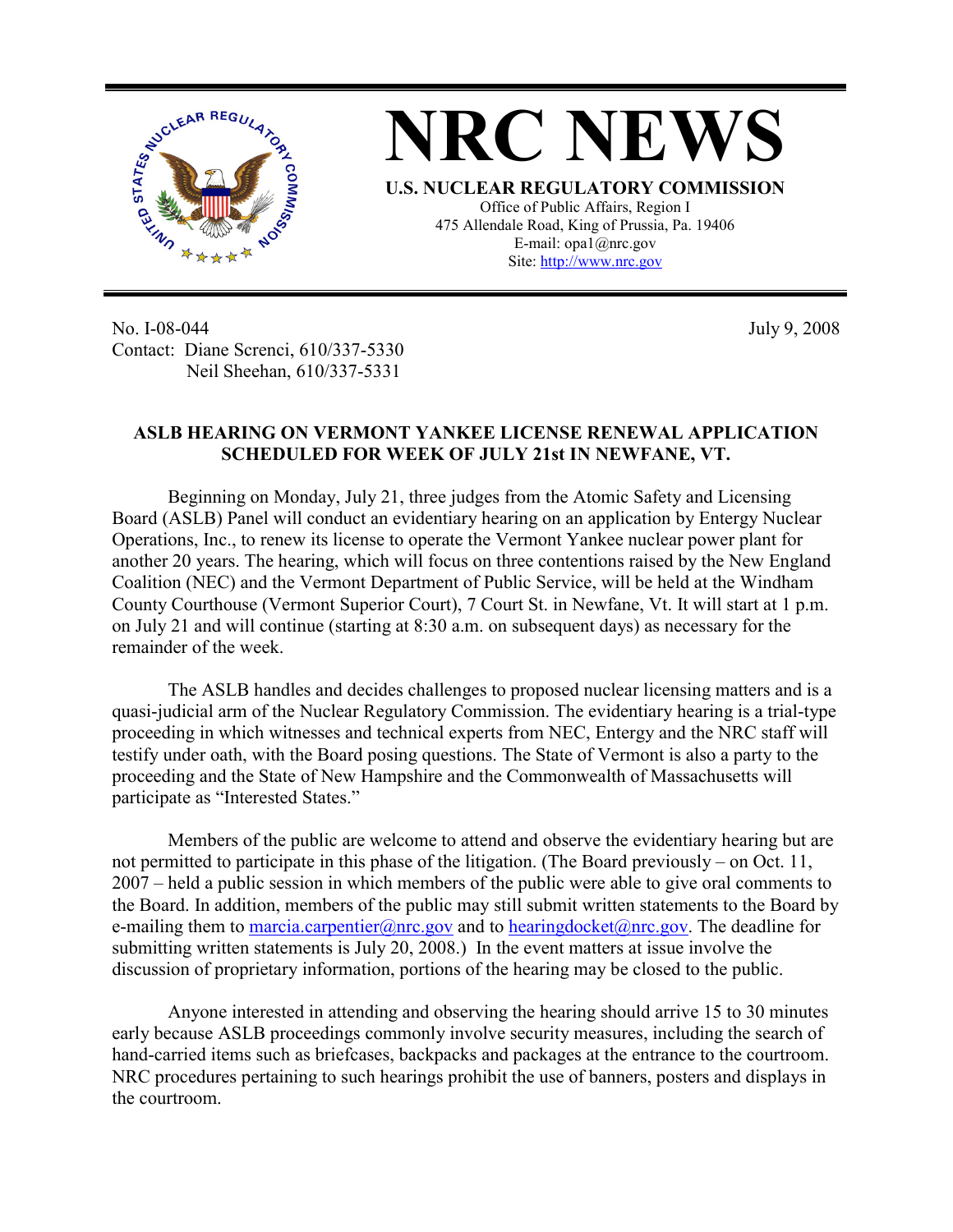# NRC NEWS

**U.S. NUCLEAR REGULATORY COMMISSION**

Office of Public Affairs, Region I
475 Allendale Road, King of Prussia, Pa. 19406
E-mail: opa1@nrc.gov
Site: http://www.nrc.gov

No. I-08-044
Contact: Diane Screnci, 610/337-5330
Neil Sheehan, 610/337-5331

July 9, 2008

**ASLB HEARING ON VERMONT YANKEE LICENSE RENEWAL APPLICATION SCHEDULED FOR WEEK OF JULY 21st IN NEWFANE, VT.**

Beginning on Monday, July 21, three judges from the Atomic Safety and Licensing Board (ASLB) Panel will conduct an evidentiary hearing on an application by Entergy Nuclear Operations, Inc., to renew its license to operate the Vermont Yankee nuclear power plant for another 20 years. The hearing, which will focus on three contentions raised by the New England Coalition (NEC) and the Vermont Department of Public Service, will be held at the Windham County Courthouse (Vermont Superior Court), 7 Court St. in Newfane, Vt. It will start at 1 p.m. on July 21 and will continue (starting at 8:30 a.m. on subsequent days) as necessary for the remainder of the week.

The ASLB handles and decides challenges to proposed nuclear licensing matters and is a quasi-judicial arm of the Nuclear Regulatory Commission. The evidentiary hearing is a trial-type proceeding in which witnesses and technical experts from NEC, Entergy and the NRC staff will testify under oath, with the Board posing questions. The State of Vermont is also a party to the proceeding and the State of New Hampshire and the Commonwealth of Massachusetts will participate as "Interested States."

Members of the public are welcome to attend and observe the evidentiary hearing but are not permitted to participate in this phase of the litigation. (The Board previously – on Oct. 11, 2007 – held a public session in which members of the public were able to give oral comments to the Board. In addition, members of the public may still submit written statements to the Board by e-mailing them to marcia.carpentier@nrc.gov and to hearingdocket@nrc.gov. The deadline for submitting written statements is July 20, 2008.) In the event matters at issue involve the discussion of proprietary information, portions of the hearing may be closed to the public.

Anyone interested in attending and observing the hearing should arrive 15 to 30 minutes early because ASLB proceedings commonly involve security measures, including the search of hand-carried items such as briefcases, backpacks and packages at the entrance to the courtroom. NRC procedures pertaining to such hearings prohibit the use of banners, posters and displays in the courtroom.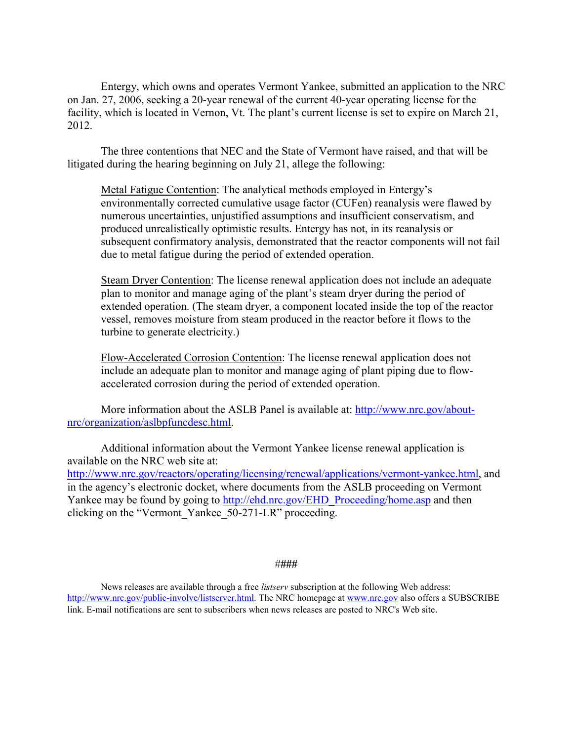Entergy, which owns and operates Vermont Yankee, submitted an application to the NRC on Jan. 27, 2006, seeking a 20-year renewal of the current 40-year operating license for the facility, which is located in Vernon, Vt. The plant's current license is set to expire on March 21, 2012.

The three contentions that NEC and the State of Vermont have raised, and that will be litigated during the hearing beginning on July 21, allege the following:

> Metal Fatigue Contention: The analytical methods employed in Entergy's environmentally corrected cumulative usage factor (CUFen) reanalysis were flawed by numerous uncertainties, unjustified assumptions and insufficient conservatism, and produced unrealistically optimistic results. Entergy has not, in its reanalysis or subsequent confirmatory analysis, demonstrated that the reactor components will not fail due to metal fatigue during the period of extended operation.
>
> Steam Dryer Contention: The license renewal application does not include an adequate plan to monitor and manage aging of the plant's steam dryer during the period of extended operation. (The steam dryer, a component located inside the top of the reactor vessel, removes moisture from steam produced in the reactor before it flows to the turbine to generate electricity.)
>
> Flow-Accelerated Corrosion Contention: The license renewal application does not include an adequate plan to monitor and manage aging of plant piping due to flow-accelerated corrosion during the period of extended operation.

More information about the ASLB Panel is available at: http://www.nrc.gov/about-nrc/organization/aslbpfuncdesc.html.

Additional information about the Vermont Yankee license renewal application is available on the NRC web site at: http://www.nrc.gov/reactors/operating/licensing/renewal/applications/vermont-yankee.html, and in the agency's electronic docket, where documents from the ASLB proceeding on Vermont Yankee may be found by going to http://ehd.nrc.gov/EHD_Proceeding/home.asp and then clicking on the "Vermont_Yankee_50-271-LR" proceeding.

####

News releases are available through a free *listserv* subscription at the following Web address: http://www.nrc.gov/public-involve/listserver.html. The NRC homepage at www.nrc.gov also offers a SUBSCRIBE link. E-mail notifications are sent to subscribers when news releases are posted to NRC's Web site.